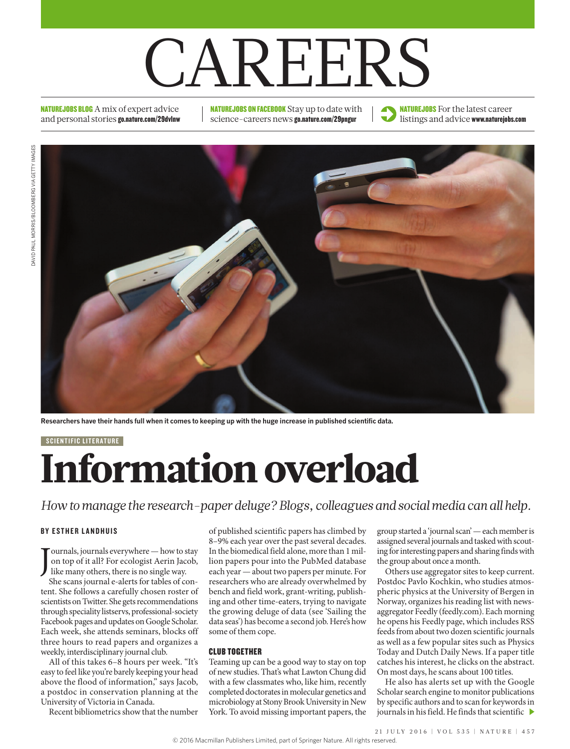# CAREERS

**NATUREJOBS BLOG** A mix of expert advice and personal stories **go.nature.com/29dvlnw**

**NATUREJOBS ON FACEBOOK** Stay up to date with science-careers news **go.nature.com/29pngur**

**NATUREJOBS** For the latest career listings and advice **www.naturejobs.com**

DAVID PAUL MORRIS/BLOOMBERG VIA GETTY IMAGES

**Researchers have their hands full when it comes to keeping up with the huge increase in published scientific data.**

SCIENTIFIC LITERATURE

# Information overload

*How to manage the research-paper deluge? Blogs, colleagues and social media can all help.*

**BY ESTHER LANDHUIS**

Journals, journals everywhere — how to stay on top of it all? For ecologist Aerin Jacob, like many others, there is no single way.

She scans journal e-alerts for tables of content. She follows a carefully chosen roster of scientists on Twitter. She gets recommendations through speciality listservs, professional-society Facebook pages and updates on Google Scholar. Each week, she attends seminars, blocks off three hours to read papers and organizes a weekly, interdisciplinary journal club.

All of this takes 6–8 hours per week. "It's easy to feel like you're barely keeping your head above the flood of information," says Jacob, a postdoc in conservation planning at the University of Victoria in Canada.

Recent bibliometrics show that the number of published scientific papers has climbed by 8–9% each year over the past several decades. In the biomedical field alone, more than 1 million papers pour into the PubMed database each year — about two papers per minute. For researchers who are already overwhelmed by bench and field work, grant-writing, publishing and other time-eaters, trying to navigate the growing deluge of data (see 'Sailing the data seas') has become a second job. Here's how some of them cope.

## CLUB TOGETHER

Teaming up can be a good way to stay on top of new studies. That's what Lawton Chung did with a few classmates who, like him, recently completed doctorates in molecular genetics and microbiology at Stony Brook University in New York. To avoid missing important papers, the group started a 'journal scan' — each member is assigned several journals and tasked with scouting for interesting papers and sharing finds with the group about once a month.

Others use aggregator sites to keep current. Postdoc Pavlo Kochkin, who studies atmospheric physics at the University of Bergen in Norway, organizes his reading list with news-aggregator Feedly (feedly.com). Each morning he opens his Feedly page, which includes RSS feeds from about two dozen scientific journals as well as a few popular sites such as Physics Today and Dutch Daily News. If a paper title catches his interest, he clicks on the abstract. On most days, he scans about 100 titles.

He also has alerts set up with the Google Scholar search engine to monitor publications by specific authors and to scan for keywords in journals in his field. He finds that scientific ▶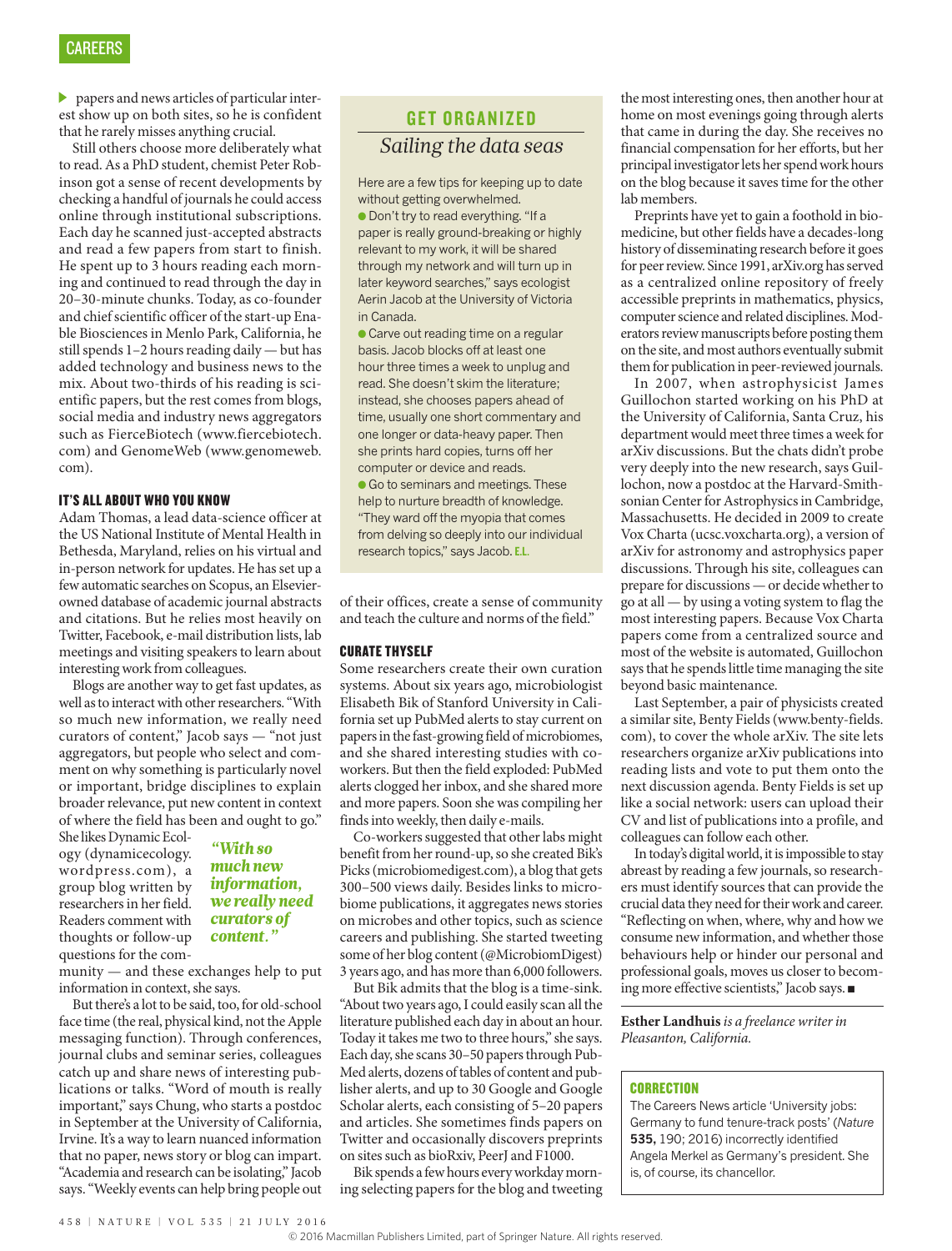papers and news articles of particular interest show up on both sites, so he is confident that he rarely misses anything crucial.

Still others choose more deliberately what to read. As a PhD student, chemist Peter Robinson got a sense of recent developments by checking a handful of journals he could access online through institutional subscriptions. Each day he scanned just-accepted abstracts and read a few papers from start to finish. He spent up to 3 hours reading each morning and continued to read through the day in 20–30-minute chunks. Today, as co-founder and chief scientific officer of the start-up Enable Biosciences in Menlo Park, California, he still spends 1–2 hours reading daily — but has added technology and business news to the mix. About two-thirds of his reading is scientific papers, but the rest comes from blogs, social media and industry news aggregators such as FierceBiotech (www.fiercebiotech.com) and GenomeWeb (www.genomeweb.com).

### IT'S ALL ABOUT WHO YOU KNOW

Adam Thomas, a lead data-science officer at the US National Institute of Mental Health in Bethesda, Maryland, relies on his virtual and in-person network for updates. He has set up a few automatic searches on Scopus, an Elsevier-owned database of academic journal abstracts and citations. But he relies most heavily on Twitter, Facebook, e-mail distribution lists, lab meetings and visiting speakers to learn about interesting work from colleagues.

Blogs are another way to get fast updates, as well as to interact with other researchers. "With so much new information, we really need curators of content," Jacob says — "not just aggregators, but people who select and comment on why something is particularly novel or important, bridge disciplines to explain broader relevance, put new content in context of where the field has been and ought to go." She likes Dynamic Ecology (dynamicecology.wordpress.com), a group blog written by researchers in her field. Readers comment with thoughts or follow-up questions for the community — and these exchanges help to put information in context, she says.

> *"With so much new information, we really need curators of content."*

But there's a lot to be said, too, for old-school face time (the real, physical kind, not the Apple messaging function). Through conferences, journal clubs and seminar series, colleagues catch up and share news of interesting publications or talks. "Word of mouth is really important," says Chung, who starts a postdoc in September at the University of California, Irvine. It's a way to learn nuanced information that no paper, news story or blog can impart. "Academia and research can be isolating," Jacob says. "Weekly events can help bring people out of their offices, create a sense of community and teach the culture and norms of the field."

## GET ORGANIZED

### *Sailing the data seas*

Here are a few tips for keeping up to date without getting overwhelmed.

- Don't try to read everything. "If a paper is really ground-breaking or highly relevant to my work, it will be shared through my network and will turn up in later keyword searches," says ecologist Aerin Jacob at the University of Victoria in Canada.
- Carve out reading time on a regular basis. Jacob blocks off at least one hour three times a week to unplug and read. She doesn't skim the literature; instead, she chooses papers ahead of time, usually one short commentary and one longer or data-heavy paper. Then she prints hard copies, turns off her computer or device and reads.
- Go to seminars and meetings. These help to nurture breadth of knowledge. "They ward off the myopia that comes from delving so deeply into our individual research topics," says Jacob. **E.L.**

### CURATE THYSELF

Some researchers create their own curation systems. About six years ago, microbiologist Elisabeth Bik of Stanford University in California set up PubMed alerts to stay current on papers in the fast-growing field of microbiomes, and she shared interesting studies with co-workers. But then the field exploded: PubMed alerts clogged her inbox, and she shared more and more papers. Soon she was compiling her finds into weekly, then daily e-mails.

Co-workers suggested that other labs might benefit from her round-up, so she created Bik's Picks (microbiomedigest.com), a blog that gets 300–500 views daily. Besides links to microbiome publications, it aggregates news stories on microbes and other topics, such as science careers and publishing. She started tweeting some of her blog content (@MicrobiomDigest) 3 years ago, and has more than 6,000 followers.

But Bik admits that the blog is a time-sink. "About two years ago, I could easily scan all the literature published each day in about an hour. Today it takes me two to three hours," she says. Each day, she scans 30–50 papers through PubMed alerts, dozens of tables of content and publisher alerts, and up to 30 Google and Google Scholar alerts, each consisting of 5–20 papers and articles. She sometimes finds papers on Twitter and occasionally discovers preprints on sites such as bioRxiv, PeerJ and F1000.

Bik spends a few hours every workday morning selecting papers for the blog and tweeting the most interesting ones, then another hour at home on most evenings going through alerts that came in during the day. She receives no financial compensation for her efforts, but her principal investigator lets her spend work hours on the blog because it saves time for the other lab members.

Preprints have yet to gain a foothold in biomedicine, but other fields have a decades-long history of disseminating research before it goes for peer review. Since 1991, arXiv.org has served as a centralized online repository of freely accessible preprints in mathematics, physics, computer science and related disciplines. Moderators review manuscripts before posting them on the site, and most authors eventually submit them for publication in peer-reviewed journals.

In 2007, when astrophysicist James Guillochon started working on his PhD at the University of California, Santa Cruz, his department would meet three times a week for arXiv discussions. But the chats didn't probe very deeply into the new research, says Guillochon, now a postdoc at the Harvard-Smithsonian Center for Astrophysics in Cambridge, Massachusetts. He decided in 2009 to create Vox Charta (ucsc.voxcharta.org), a version of arXiv for astronomy and astrophysics paper discussions. Through his site, colleagues can prepare for discussions — or decide whether to go at all — by using a voting system to flag the most interesting papers. Because Vox Charta papers come from a centralized source and most of the website is automated, Guillochon says that he spends little time managing the site beyond basic maintenance.

Last September, a pair of physicists created a similar site, Benty Fields (www.benty-fields.com), to cover the whole arXiv. The site lets researchers organize arXiv publications into reading lists and vote to put them onto the next discussion agenda. Benty Fields is set up like a social network: users can upload their CV and list of publications into a profile, and colleagues can follow each other.

In today's digital world, it is impossible to stay abreast by reading a few journals, so researchers must identify sources that can provide the crucial data they need for their work and career. "Reflecting on when, where, why and how we consume new information, and whether those behaviours help or hinder our personal and professional goals, moves us closer to becoming more effective scientists," Jacob says. ■

**Esther Landhuis** *is a freelance writer in Pleasanton, California.*

### CORRECTION

The Careers News article 'University jobs: Germany to fund tenure-track posts' (*Nature* **535,** 190; 2016) incorrectly identified Angela Merkel as Germany's president. She is, of course, its chancellor.